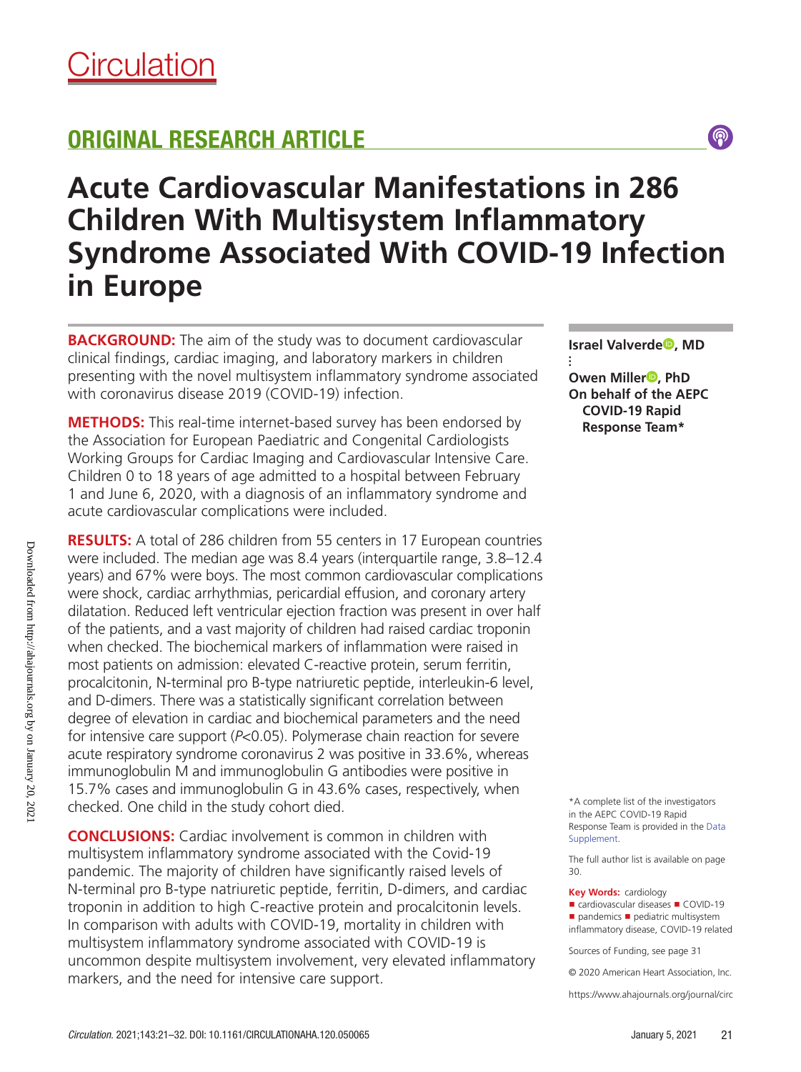Circulation

## ORIGINAL RESEARCH ARTICLE

# Acute Cardiovascular Manifestations in 286 Children With Multisystem Inflammatory Syndrome Associated With COVID-19 Infection in Europe

**Israel Valverde, MD**
⋮
**Owen Miller, PhD**
**On behalf of the AEPC COVID-19 Rapid Response Team***

**BACKGROUND:** The aim of the study was to document cardiovascular clinical findings, cardiac imaging, and laboratory markers in children presenting with the novel multisystem inflammatory syndrome associated with coronavirus disease 2019 (COVID-19) infection.

**METHODS:** This real-time internet-based survey has been endorsed by the Association for European Paediatric and Congenital Cardiologists Working Groups for Cardiac Imaging and Cardiovascular Intensive Care. Children 0 to 18 years of age admitted to a hospital between February 1 and June 6, 2020, with a diagnosis of an inflammatory syndrome and acute cardiovascular complications were included.

**RESULTS:** A total of 286 children from 55 centers in 17 European countries were included. The median age was 8.4 years (interquartile range, 3.8–12.4 years) and 67% were boys. The most common cardiovascular complications were shock, cardiac arrhythmias, pericardial effusion, and coronary artery dilatation. Reduced left ventricular ejection fraction was present in over half of the patients, and a vast majority of children had raised cardiac troponin when checked. The biochemical markers of inflammation were raised in most patients on admission: elevated C-reactive protein, serum ferritin, procalcitonin, N-terminal pro B-type natriuretic peptide, interleukin-6 level, and D-dimers. There was a statistically significant correlation between degree of elevation in cardiac and biochemical parameters and the need for intensive care support ($P<0.05$). Polymerase chain reaction for severe acute respiratory syndrome coronavirus 2 was positive in 33.6%, whereas immunoglobulin M and immunoglobulin G antibodies were positive in 15.7% cases and immunoglobulin G in 43.6% cases, respectively, when checked. One child in the study cohort died.

**CONCLUSIONS:** Cardiac involvement is common in children with multisystem inflammatory syndrome associated with the Covid-19 pandemic. The majority of children have significantly raised levels of N-terminal pro B-type natriuretic peptide, ferritin, D-dimers, and cardiac troponin in addition to high C-reactive protein and procalcitonin levels. In comparison with adults with COVID-19, mortality in children with multisystem inflammatory syndrome associated with COVID-19 is uncommon despite multisystem involvement, very elevated inflammatory markers, and the need for intensive care support.

*A complete list of the investigators in the AEPC COVID-19 Rapid Response Team is provided in the Data Supplement.

The full author list is available on page 30.

**Key Words:** cardiology ■ cardiovascular diseases ■ COVID-19 ■ pandemics ■ pediatric multisystem inflammatory disease, COVID-19 related

Sources of Funding, see page 31

© 2020 American Heart Association, Inc.

https://www.ahajournals.org/journal/circ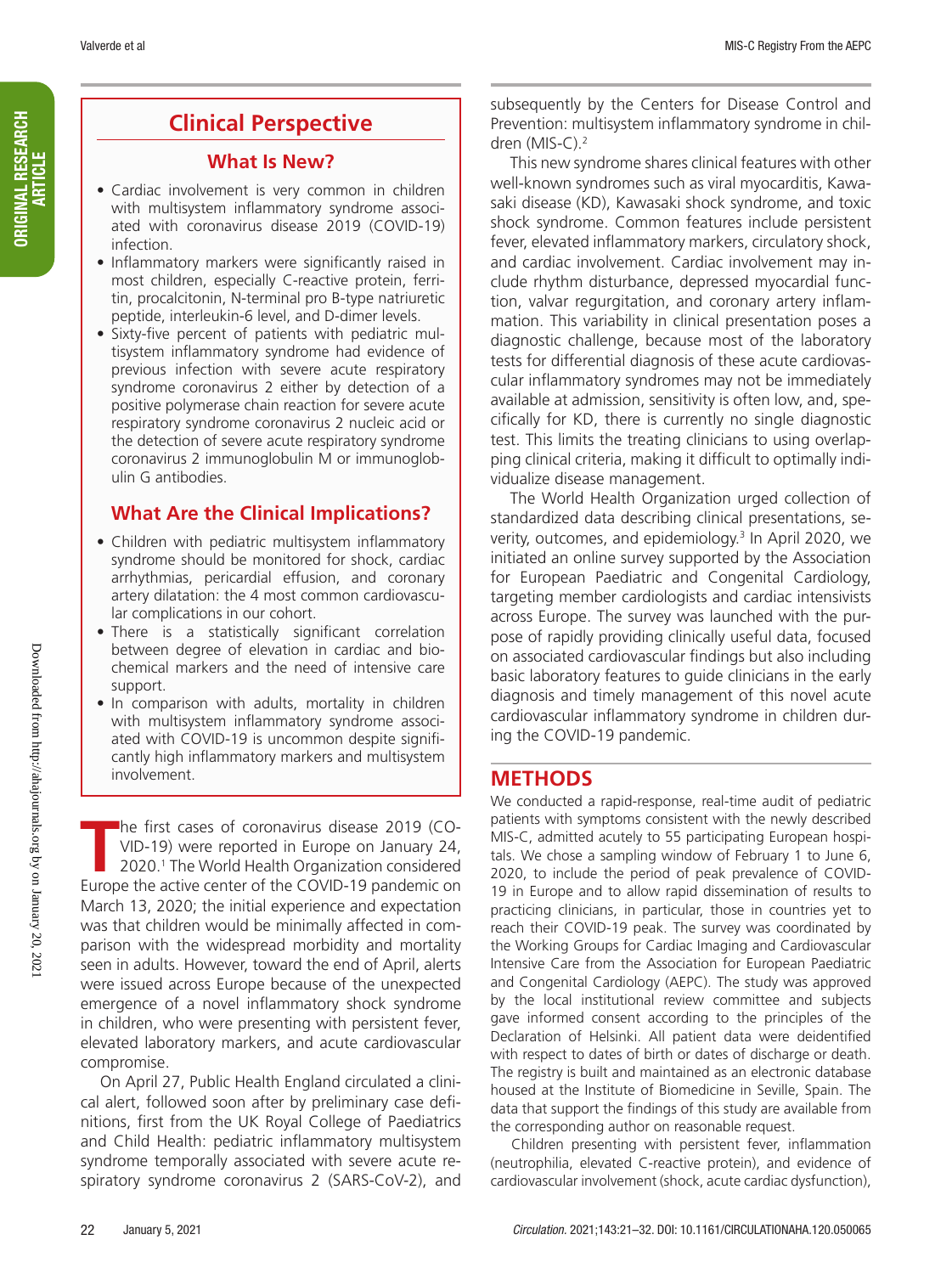## Clinical Perspective

### What Is New?

- Cardiac involvement is very common in children with multisystem inflammatory syndrome associated with coronavirus disease 2019 (COVID-19) infection.
- Inflammatory markers were significantly raised in most children, especially C-reactive protein, ferritin, procalcitonin, N-terminal pro B-type natriuretic peptide, interleukin-6 level, and D-dimer levels.
- Sixty-five percent of patients with pediatric multisystem inflammatory syndrome had evidence of previous infection with severe acute respiratory syndrome coronavirus 2 either by detection of a positive polymerase chain reaction for severe acute respiratory syndrome coronavirus 2 nucleic acid or the detection of severe acute respiratory syndrome coronavirus 2 immunoglobulin M or immunoglobulin G antibodies.

### What Are the Clinical Implications?

- Children with pediatric multisystem inflammatory syndrome should be monitored for shock, cardiac arrhythmias, pericardial effusion, and coronary artery dilatation: the 4 most common cardiovascular complications in our cohort.
- There is a statistically significant correlation between degree of elevation in cardiac and biochemical markers and the need of intensive care support.
- In comparison with adults, mortality in children with multisystem inflammatory syndrome associated with COVID-19 is uncommon despite significantly high inflammatory markers and multisystem involvement.

The first cases of coronavirus disease 2019 (COVID-19) were reported in Europe on January 24, 2020.[1] The World Health Organization considered Europe the active center of the COVID-19 pandemic on March 13, 2020; the initial experience and expectation was that children would be minimally affected in comparison with the widespread morbidity and mortality seen in adults. However, toward the end of April, alerts were issued across Europe because of the unexpected emergence of a novel inflammatory shock syndrome in children, who were presenting with persistent fever, elevated laboratory markers, and acute cardiovascular compromise.

On April 27, Public Health England circulated a clinical alert, followed soon after by preliminary case definitions, first from the UK Royal College of Paediatrics and Child Health: pediatric inflammatory multisystem syndrome temporally associated with severe acute respiratory syndrome coronavirus 2 (SARS-CoV-2), and subsequently by the Centers for Disease Control and Prevention: multisystem inflammatory syndrome in children (MIS-C).[2]

This new syndrome shares clinical features with other well-known syndromes such as viral myocarditis, Kawasaki disease (KD), Kawasaki shock syndrome, and toxic shock syndrome. Common features include persistent fever, elevated inflammatory markers, circulatory shock, and cardiac involvement. Cardiac involvement may include rhythm disturbance, depressed myocardial function, valvar regurgitation, and coronary artery inflammation. This variability in clinical presentation poses a diagnostic challenge, because most of the laboratory tests for differential diagnosis of these acute cardiovascular inflammatory syndromes may not be immediately available at admission, sensitivity is often low, and, specifically for KD, there is currently no single diagnostic test. This limits the treating clinicians to using overlapping clinical criteria, making it difficult to optimally individualize disease management.

The World Health Organization urged collection of standardized data describing clinical presentations, severity, outcomes, and epidemiology.[3] In April 2020, we initiated an online survey supported by the Association for European Paediatric and Congenital Cardiology, targeting member cardiologists and cardiac intensivists across Europe. The survey was launched with the purpose of rapidly providing clinically useful data, focused on associated cardiovascular findings but also including basic laboratory features to guide clinicians in the early diagnosis and timely management of this novel acute cardiovascular inflammatory syndrome in children during the COVID-19 pandemic.

## METHODS

We conducted a rapid-response, real-time audit of pediatric patients with symptoms consistent with the newly described MIS-C, admitted acutely to 55 participating European hospitals. We chose a sampling window of February 1 to June 6, 2020, to include the period of peak prevalence of COVID-19 in Europe and to allow rapid dissemination of results to practicing clinicians, in particular, those in countries yet to reach their COVID-19 peak. The survey was coordinated by the Working Groups for Cardiac Imaging and Cardiovascular Intensive Care from the Association for European Paediatric and Congenital Cardiology (AEPC). The study was approved by the local institutional review committee and subjects gave informed consent according to the principles of the Declaration of Helsinki. All patient data were deidentified with respect to dates of birth or dates of discharge or death. The registry is built and maintained as an electronic database housed at the Institute of Biomedicine in Seville, Spain. The data that support the findings of this study are available from the corresponding author on reasonable request.

Children presenting with persistent fever, inflammation (neutrophilia, elevated C-reactive protein), and evidence of cardiovascular involvement (shock, acute cardiac dysfunction),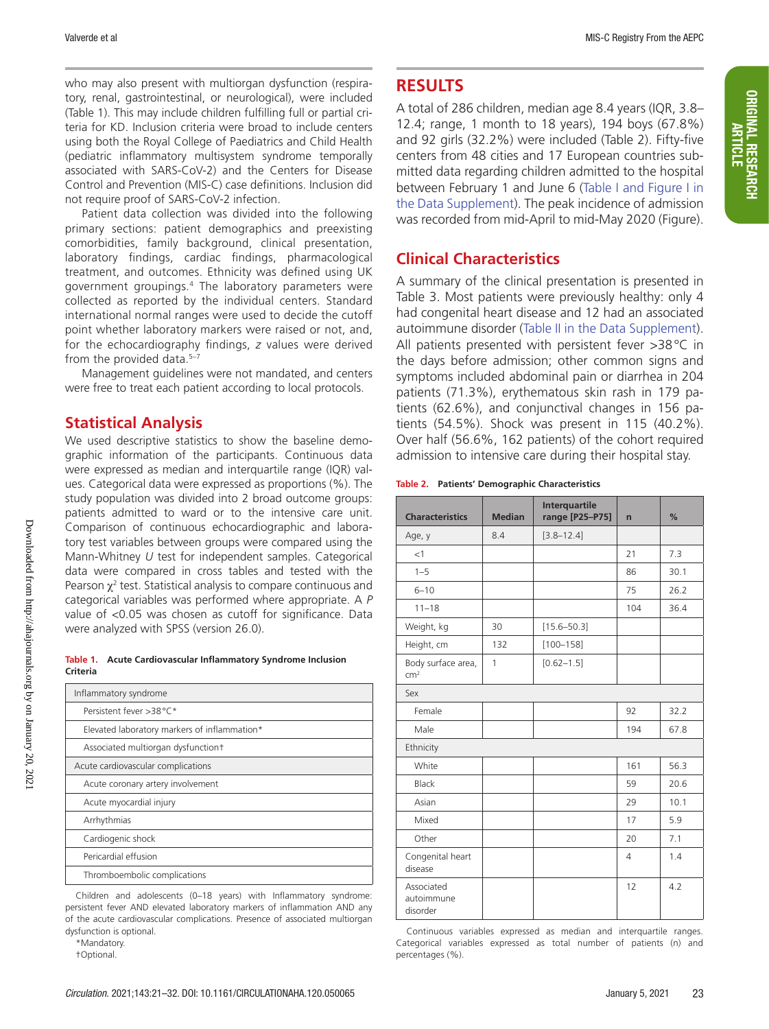who may also present with multiorgan dysfunction (respiratory, renal, gastrointestinal, or neurological), were included (Table 1). This may include children fulfilling full or partial criteria for KD. Inclusion criteria were broad to include centers using both the Royal College of Paediatrics and Child Health (pediatric inflammatory multisystem syndrome temporally associated with SARS-CoV-2) and the Centers for Disease Control and Prevention (MIS-C) case definitions. Inclusion did not require proof of SARS-CoV-2 infection.

Patient data collection was divided into the following primary sections: patient demographics and preexisting comorbidities, family background, clinical presentation, laboratory findings, cardiac findings, pharmacological treatment, and outcomes. Ethnicity was defined using UK government groupings.[4] The laboratory parameters were collected as reported by the individual centers. Standard international normal ranges were used to decide the cutoff point whether laboratory markers were raised or not, and, for the echocardiography findings, *z* values were derived from the provided data.[5–7]

Management guidelines were not mandated, and centers were free to treat each patient according to local protocols.

## Statistical Analysis

We used descriptive statistics to show the baseline demographic information of the participants. Continuous data were expressed as median and interquartile range (IQR) values. Categorical data were expressed as proportions (%). The study population was divided into 2 broad outcome groups: patients admitted to ward or to the intensive care unit. Comparison of continuous echocardiographic and laboratory test variables between groups were compared using the Mann-Whitney *U* test for independent samples. Categorical data were compared in cross tables and tested with the Pearson $\chi^2$ test. Statistical analysis to compare continuous and categorical variables was performed where appropriate. A *P* value of <0.05 was chosen as cutoff for significance. Data were analyzed with SPSS (version 26.0).

**Table 1. Acute Cardiovascular Inflammatory Syndrome Inclusion Criteria**

| Inflammatory syndrome |
|---|
| Persistent fever >38°C* |
| Elevated laboratory markers of inflammation* |
| Associated multiorgan dysfunction† |
| Acute cardiovascular complications |
| Acute coronary artery involvement |
| Acute myocardial injury |
| Arrhythmias |
| Cardiogenic shock |
| Pericardial effusion |
| Thromboembolic complications |

Children and adolescents (0–18 years) with Inflammatory syndrome: persistent fever AND elevated laboratory markers of inflammation AND any of the acute cardiovascular complications. Presence of associated multiorgan dysfunction is optional.

*Mandatory.

†Optional.

# RESULTS

A total of 286 children, median age 8.4 years (IQR, 3.8–12.4; range, 1 month to 18 years), 194 boys (67.8%) and 92 girls (32.2%) were included (Table 2). Fifty-five centers from 48 cities and 17 European countries submitted data regarding children admitted to the hospital between February 1 and June 6 (Table I and Figure I in the Data Supplement). The peak incidence of admission was recorded from mid-April to mid-May 2020 (Figure).

## Clinical Characteristics

A summary of the clinical presentation is presented in Table 3. Most patients were previously healthy: only 4 had congenital heart disease and 12 had an associated autoimmune disorder (Table II in the Data Supplement). All patients presented with persistent fever >38°C in the days before admission; other common signs and symptoms included abdominal pain or diarrhea in 204 patients (71.3%), erythematous skin rash in 179 patients (62.6%), and conjunctival changes in 156 patients (54.5%). Shock was present in 115 (40.2%). Over half (56.6%, 162 patients) of the cohort required admission to intensive care during their hospital stay.

**Table 2. Patients' Demographic Characteristics**

| Characteristics | Median | Interquartile range [P25–P75] | n | % |
|---|---|---|---|---|
| Age, y | 8.4 | [3.8–12.4] | | |
| <1 | | | 21 | 7.3 |
| 1–5 | | | 86 | 30.1 |
| 6–10 | | | 75 | 26.2 |
| 11–18 | | | 104 | 36.4 |
| Weight, kg | 30 | [15.6–50.3] | | |
| Height, cm | 132 | [100–158] | | |
| Body surface area, cm² | 1 | [0.62–1.5] | | |
| Sex | | | | |
| Female | | | 92 | 32.2 |
| Male | | | 194 | 67.8 |
| Ethnicity | | | | |
| White | | | 161 | 56.3 |
| Black | | | 59 | 20.6 |
| Asian | | | 29 | 10.1 |
| Mixed | | | 17 | 5.9 |
| Other | | | 20 | 7.1 |
| Congenital heart disease | | | 4 | 1.4 |
| Associated autoimmune disorder | | | 12 | 4.2 |

Continuous variables expressed as median and interquartile ranges. Categorical variables expressed as total number of patients (n) and percentages (%).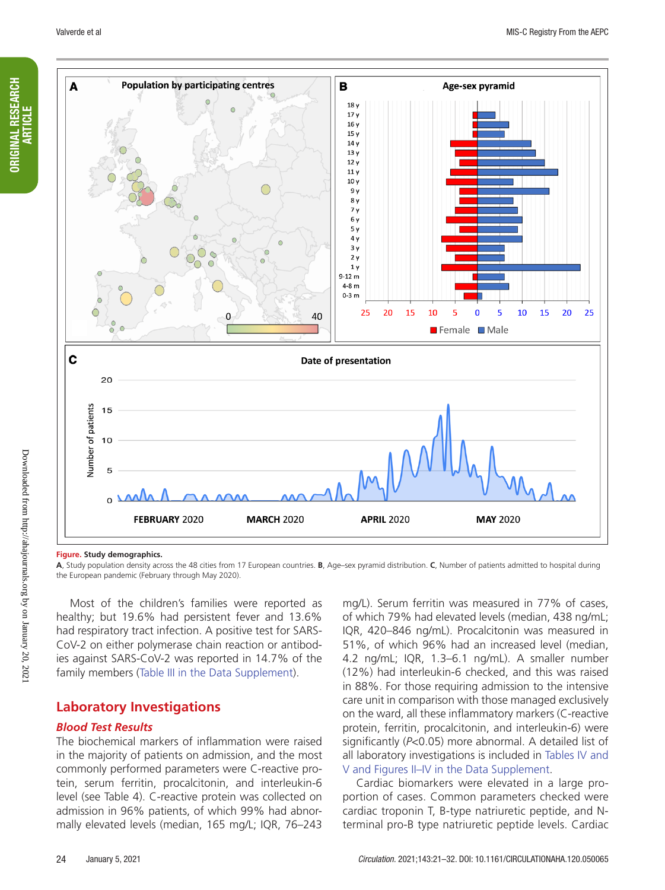**Figure. Study demographics.**

**A**, Study population density across the 48 cities from 17 European countries. **B**, Age–sex pyramid distribution. **C**, Number of patients admitted to hospital during the European pandemic (February through May 2020).

Most of the children's families were reported as healthy; but 19.6% had persistent fever and 13.6% had respiratory tract infection. A positive test for SARS-CoV-2 on either polymerase chain reaction or antibodies against SARS-CoV-2 was reported in 14.7% of the family members (Table III in the Data Supplement).

## Laboratory Investigations

### *Blood Test Results*

The biochemical markers of inflammation were raised in the majority of patients on admission, and the most commonly performed parameters were C-reactive protein, serum ferritin, procalcitonin, and interleukin-6 level (see Table 4). C-reactive protein was collected on admission in 96% patients, of which 99% had abnormally elevated levels (median, 165 mg/L; IQR, 76–243 mg/L). Serum ferritin was measured in 77% of cases, of which 79% had elevated levels (median, 438 ng/mL; IQR, 420–846 ng/mL). Procalcitonin was measured in 51%, of which 96% had an increased level (median, 4.2 ng/mL; IQR, 1.3–6.1 ng/mL). A smaller number (12%) had interleukin-6 checked, and this was raised in 88%. For those requiring admission to the intensive care unit in comparison with those managed exclusively on the ward, all these inflammatory markers (C-reactive protein, ferritin, procalcitonin, and interleukin-6) were significantly ($P$<0.05) more abnormal. A detailed list of all laboratory investigations is included in Tables IV and V and Figures II–IV in the Data Supplement.

Cardiac biomarkers were elevated in a large proportion of cases. Common parameters checked were cardiac troponin T, B-type natriuretic peptide, and N-terminal pro-B type natriuretic peptide levels. Cardiac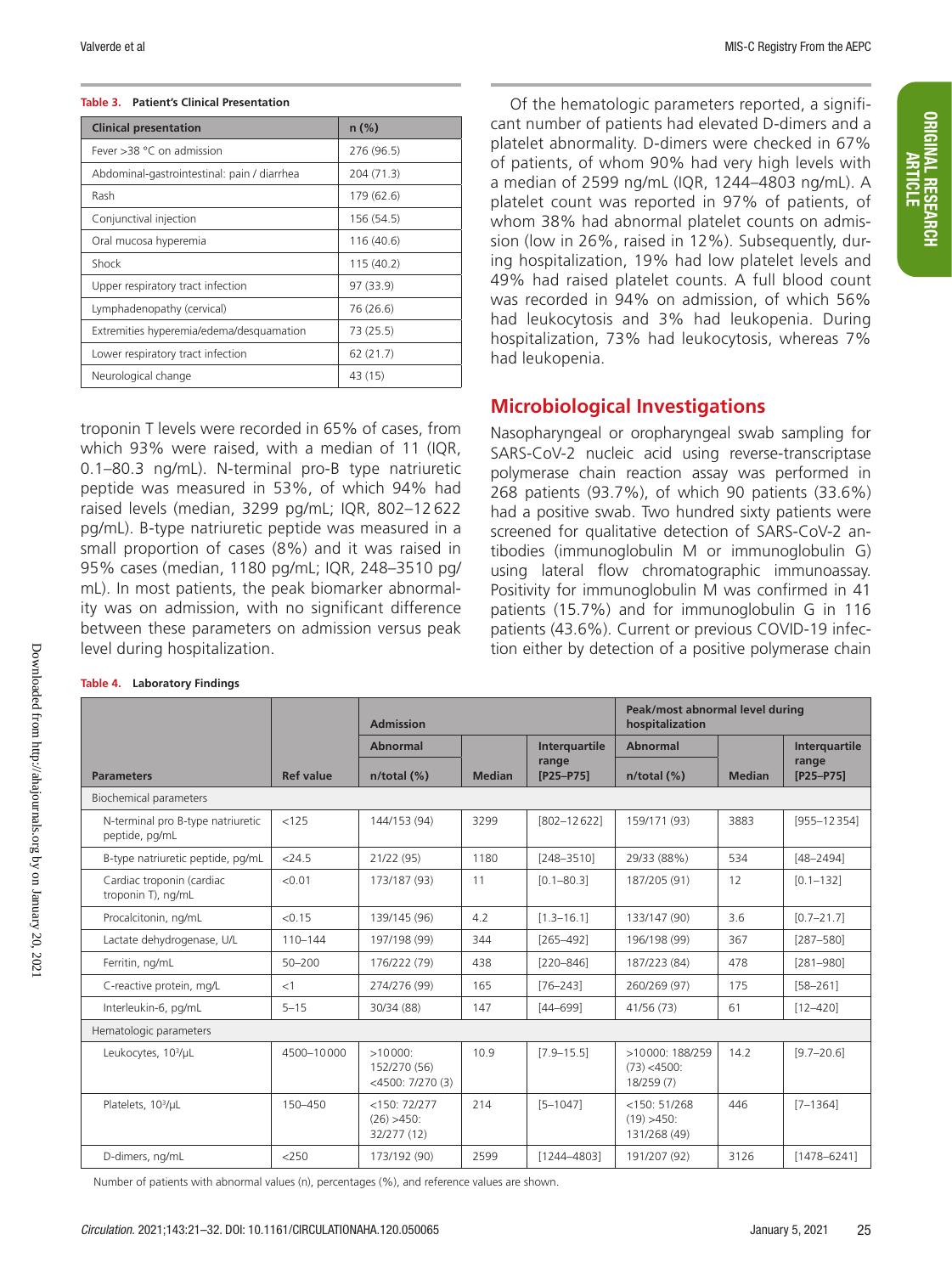**Table 3. Patient's Clinical Presentation**

| Clinical presentation | n (%) |
|---|---|
| Fever >38 °C on admission | 276 (96.5) |
| Abdominal-gastrointestinal: pain / diarrhea | 204 (71.3) |
| Rash | 179 (62.6) |
| Conjunctival injection | 156 (54.5) |
| Oral mucosa hyperemia | 116 (40.6) |
| Shock | 115 (40.2) |
| Upper respiratory tract infection | 97 (33.9) |
| Lymphadenopathy (cervical) | 76 (26.6) |
| Extremities hyperemia/edema/desquamation | 73 (25.5) |
| Lower respiratory tract infection | 62 (21.7) |
| Neurological change | 43 (15) |

troponin T levels were recorded in 65% of cases, from which 93% were raised, with a median of 11 (IQR, 0.1–80.3 ng/mL). N-terminal pro-B type natriuretic peptide was measured in 53%, of which 94% had raised levels (median, 3299 pg/mL; IQR, 802–12 622 pg/mL). B-type natriuretic peptide was measured in a small proportion of cases (8%) and it was raised in 95% cases (median, 1180 pg/mL; IQR, 248–3510 pg/mL). In most patients, the peak biomarker abnormality was on admission, with no significant difference between these parameters on admission versus peak level during hospitalization.

Of the hematologic parameters reported, a significant number of patients had elevated D-dimers and a platelet abnormality. D-dimers were checked in 67% of patients, of whom 90% had very high levels with a median of 2599 ng/mL (IQR, 1244–4803 ng/mL). A platelet count was reported in 97% of patients, of whom 38% had abnormal platelet counts on admission (low in 26%, raised in 12%). Subsequently, during hospitalization, 19% had low platelet levels and 49% had raised platelet counts. A full blood count was recorded in 94% on admission, of which 56% had leukocytosis and 3% had leukopenia. During hospitalization, 73% had leukocytosis, whereas 7% had leukopenia.

## Microbiological Investigations

Nasopharyngeal or oropharyngeal swab sampling for SARS-CoV-2 nucleic acid using reverse-transcriptase polymerase chain reaction assay was performed in 268 patients (93.7%), of which 90 patients (33.6%) had a positive swab. Two hundred sixty patients were screened for qualitative detection of SARS-CoV-2 antibodies (immunoglobulin M or immunoglobulin G) using lateral flow chromatographic immunoassay. Positivity for immunoglobulin M was confirmed in 41 patients (15.7%) and for immunoglobulin G in 116 patients (43.6%). Current or previous COVID-19 infection either by detection of a positive polymerase chain

**Table 4. Laboratory Findings**

| Parameters | Ref value | Admission | | | Peak/most abnormal level during hospitalization | | |
|---|---|---|---|---|---|---|---|
| | | Abnormal n/total (%) | Median | Interquartile range [P25–P75] | Abnormal n/total (%) | Median | Interquartile range [P25–P75] |
| Biochemical parameters | | | | | | | |
| N-terminal pro B-type natriuretic peptide, pg/mL | <125 | 144/153 (94) | 3299 | [802–12 622] | 159/171 (93) | 3883 | [955–12 354] |
| B-type natriuretic peptide, pg/mL | <24.5 | 21/22 (95) | 1180 | [248–3510] | 29/33 (88%) | 534 | [48–2494] |
| Cardiac troponin (cardiac troponin T), ng/mL | <0.01 | 173/187 (93) | 11 | [0.1–80.3] | 187/205 (91) | 12 | [0.1–132] |
| Procalcitonin, ng/mL | <0.15 | 139/145 (96) | 4.2 | [1.3–16.1] | 133/147 (90) | 3.6 | [0.7–21.7] |
| Lactate dehydrogenase, U/L | 110–144 | 197/198 (99) | 344 | [265–492] | 196/198 (99) | 367 | [287–580] |
| Ferritin, ng/mL | 50–200 | 176/222 (79) | 438 | [220–846] | 187/223 (84) | 478 | [281–980] |
| C-reactive protein, mg/L | <1 | 274/276 (99) | 165 | [76–243] | 260/269 (97) | 175 | [58–261] |
| Interleukin-6, pg/mL | 5–15 | 30/34 (88) | 147 | [44–699] | 41/56 (73) | 61 | [12–420] |
| Hematologic parameters | | | | | | | |
| Leukocytes, $10^3$/µL | 4500–10 000 | >10 000: 152/270 (56) <4500: 7/270 (3) | 10.9 | [7.9–15.5] | >10 000: 188/259 (73) <4500: 18/259 (7) | 14.2 | [9.7–20.6] |
| Platelets, $10^3$/µL | 150–450 | <150: 72/277 (26) >450: 32/277 (12) | 214 | [5–1047] | <150: 51/268 (19) >450: 131/268 (49) | 446 | [7–1364] |
| D-dimers, ng/mL | <250 | 173/192 (90) | 2599 | [1244–4803] | 191/207 (92) | 3126 | [1478–6241] |

Number of patients with abnormal values (n), percentages (%), and reference values are shown.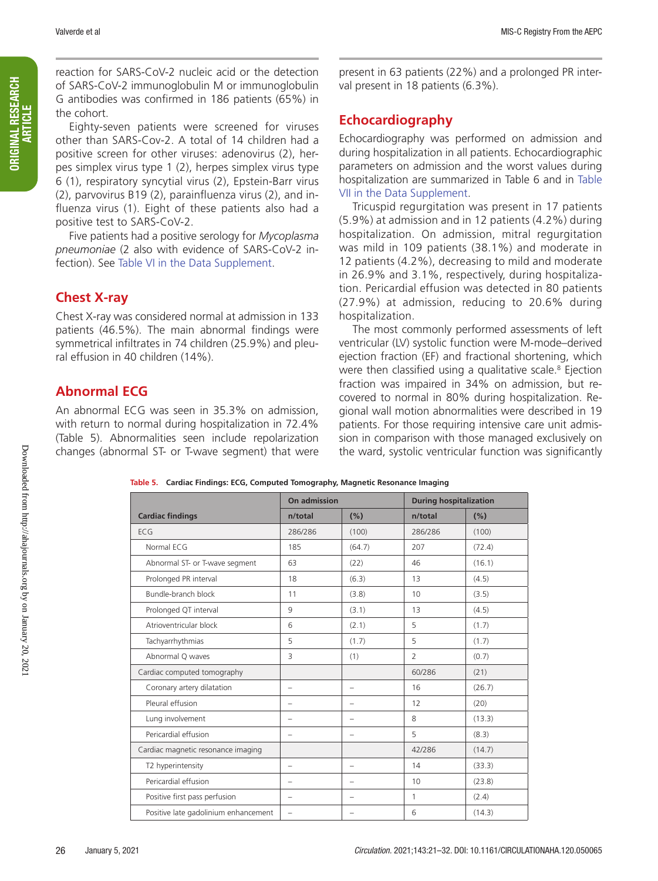reaction for SARS-CoV-2 nucleic acid or the detection of SARS-CoV-2 immunoglobulin M or immunoglobulin G antibodies was confirmed in 186 patients (65%) in the cohort.

Eighty-seven patients were screened for viruses other than SARS-Cov-2. A total of 14 children had a positive screen for other viruses: adenovirus (2), herpes simplex virus type 1 (2), herpes simplex virus type 6 (1), respiratory syncytial virus (2), Epstein-Barr virus (2), parvovirus B19 (2), parainfluenza virus (2), and influenza virus (1). Eight of these patients also had a positive test to SARS-CoV-2.

Five patients had a positive serology for *Mycoplasma pneumoniae* (2 also with evidence of SARS-CoV-2 infection). See Table VI in the Data Supplement.

## Chest X-ray

Chest X-ray was considered normal at admission in 133 patients (46.5%). The main abnormal findings were symmetrical infiltrates in 74 children (25.9%) and pleural effusion in 40 children (14%).

## Abnormal ECG

An abnormal ECG was seen in 35.3% on admission, with return to normal during hospitalization in 72.4% (Table 5). Abnormalities seen include repolarization changes (abnormal ST- or T-wave segment) that were present in 63 patients (22%) and a prolonged PR interval present in 18 patients (6.3%).

## Echocardiography

Echocardiography was performed on admission and during hospitalization in all patients. Echocardiographic parameters on admission and the worst values during hospitalization are summarized in Table 6 and in Table VII in the Data Supplement.

Tricuspid regurgitation was present in 17 patients (5.9%) at admission and in 12 patients (4.2%) during hospitalization. On admission, mitral regurgitation was mild in 109 patients (38.1%) and moderate in 12 patients (4.2%), decreasing to mild and moderate in 26.9% and 3.1%, respectively, during hospitalization. Pericardial effusion was detected in 80 patients (27.9%) at admission, reducing to 20.6% during hospitalization.

The most commonly performed assessments of left ventricular (LV) systolic function were M-mode–derived ejection fraction (EF) and fractional shortening, which were then classified using a qualitative scale.[8] Ejection fraction was impaired in 34% on admission, but recovered to normal in 80% during hospitalization. Regional wall motion abnormalities were described in 19 patients. For those requiring intensive care unit admission in comparison with those managed exclusively on the ward, systolic ventricular function was significantly

**Table 5. Cardiac Findings: ECG, Computed Tomography, Magnetic Resonance Imaging**

| | On admission | | During hospitalization | |
|---|---|---|---|---|
| Cardiac findings | n/total | (%) | n/total | (%) |
| ECG | 286/286 | (100) | 286/286 | (100) |
| Normal ECG | 185 | (64.7) | 207 | (72.4) |
| Abnormal ST- or T-wave segment | 63 | (22) | 46 | (16.1) |
| Prolonged PR interval | 18 | (6.3) | 13 | (4.5) |
| Bundle-branch block | 11 | (3.8) | 10 | (3.5) |
| Prolonged QT interval | 9 | (3.1) | 13 | (4.5) |
| Atrioventricular block | 6 | (2.1) | 5 | (1.7) |
| Tachyarrhythmias | 5 | (1.7) | 5 | (1.7) |
| Abnormal Q waves | 3 | (1) | 2 | (0.7) |
| Cardiac computed tomography | | | 60/286 | (21) |
| Coronary artery dilatation | – | – | 16 | (26.7) |
| Pleural effusion | – | – | 12 | (20) |
| Lung involvement | – | – | 8 | (13.3) |
| Pericardial effusion | – | – | 5 | (8.3) |
| Cardiac magnetic resonance imaging | | | 42/286 | (14.7) |
| T2 hyperintensity | – | – | 14 | (33.3) |
| Pericardial effusion | – | – | 10 | (23.8) |
| Positive first pass perfusion | – | – | 1 | (2.4) |
| Positive late gadolinium enhancement | – | – | 6 | (14.3) |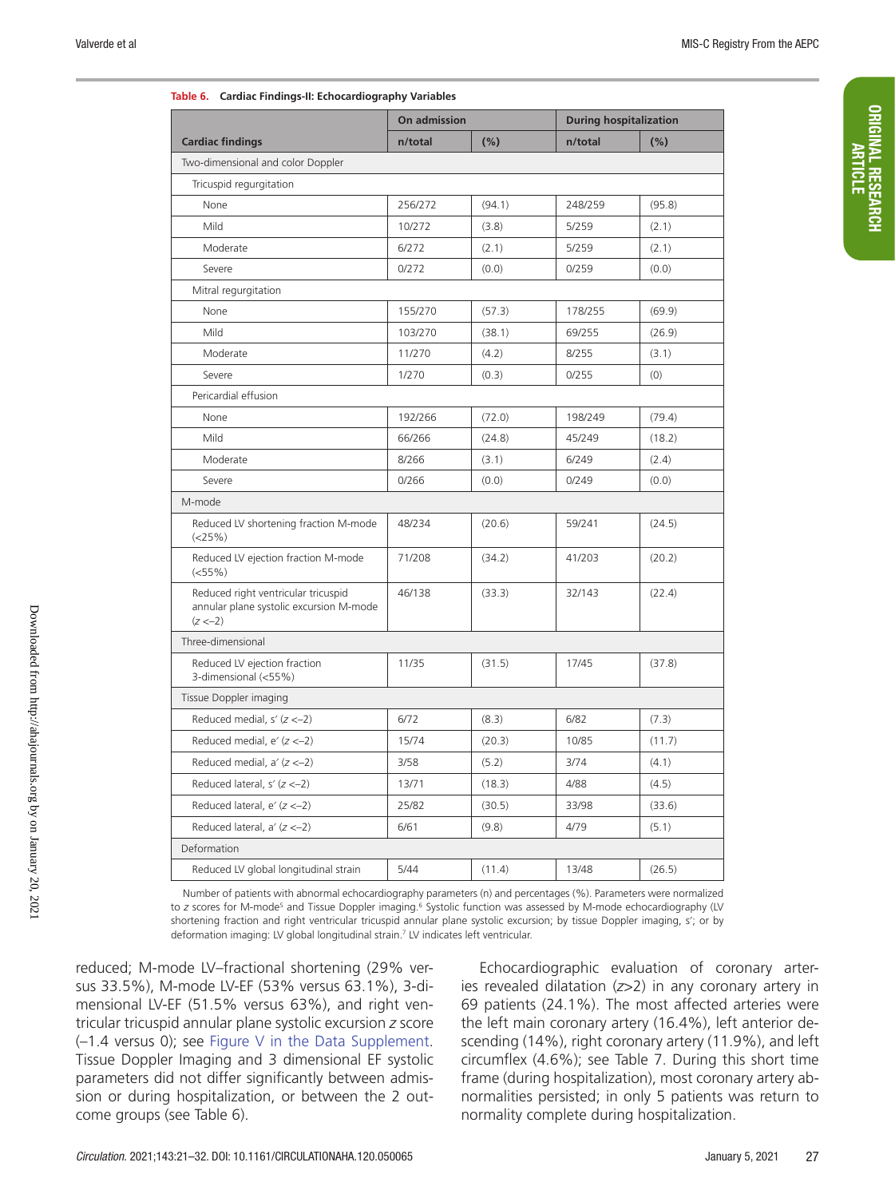**Table 6. Cardiac Findings-II: Echocardiography Variables**

| Cardiac findings | On admission | | During hospitalization | |
|---|---|---|---|---|
| | n/total | (%) | n/total | (%) |
| Two-dimensional and color Doppler | | | | |
| Tricuspid regurgitation | | | | |
| None | 256/272 | (94.1) | 248/259 | (95.8) |
| Mild | 10/272 | (3.8) | 5/259 | (2.1) |
| Moderate | 6/272 | (2.1) | 5/259 | (2.1) |
| Severe | 0/272 | (0.0) | 0/259 | (0.0) |
| Mitral regurgitation | | | | |
| None | 155/270 | (57.3) | 178/255 | (69.9) |
| Mild | 103/270 | (38.1) | 69/255 | (26.9) |
| Moderate | 11/270 | (4.2) | 8/255 | (3.1) |
| Severe | 1/270 | (0.3) | 0/255 | (0) |
| Pericardial effusion | | | | |
| None | 192/266 | (72.0) | 198/249 | (79.4) |
| Mild | 66/266 | (24.8) | 45/249 | (18.2) |
| Moderate | 8/266 | (3.1) | 6/249 | (2.4) |
| Severe | 0/266 | (0.0) | 0/249 | (0.0) |
| M-mode | | | | |
| Reduced LV shortening fraction M-mode (<25%) | 48/234 | (20.6) | 59/241 | (24.5) |
| Reduced LV ejection fraction M-mode (<55%) | 71/208 | (34.2) | 41/203 | (20.2) |
| Reduced right ventricular tricuspid annular plane systolic excursion M-mode ($z$ <–2) | 46/138 | (33.3) | 32/143 | (22.4) |
| Three-dimensional | | | | |
| Reduced LV ejection fraction 3-dimensional (<55%) | 11/35 | (31.5) | 17/45 | (37.8) |
| Tissue Doppler imaging | | | | |
| Reduced medial, s′ ($z$ <–2) | 6/72 | (8.3) | 6/82 | (7.3) |
| Reduced medial, e′ ($z$ <–2) | 15/74 | (20.3) | 10/85 | (11.7) |
| Reduced medial, a′ ($z$ <–2) | 3/58 | (5.2) | 3/74 | (4.1) |
| Reduced lateral, s′ ($z$ <–2) | 13/71 | (18.3) | 4/88 | (4.5) |
| Reduced lateral, e′ ($z$ <–2) | 25/82 | (30.5) | 33/98 | (33.6) |
| Reduced lateral, a′ ($z$ <–2) | 6/61 | (9.8) | 4/79 | (5.1) |
| Deformation | | | | |
| Reduced LV global longitudinal strain | 5/44 | (11.4) | 13/48 | (26.5) |

Number of patients with abnormal echocardiography parameters (n) and percentages (%). Parameters were normalized to $z$ scores for M-mode[5] and Tissue Doppler imaging.[6] Systolic function was assessed by M-mode echocardiography (LV shortening fraction and right ventricular tricuspid annular plane systolic excursion; by tissue Doppler imaging, s′; or by deformation imaging: LV global longitudinal strain.[7] LV indicates left ventricular.

reduced; M-mode LV–fractional shortening (29% versus 33.5%), M-mode LV-EF (53% versus 63.1%), 3-dimensional LV-EF (51.5% versus 63%), and right ventricular tricuspid annular plane systolic excursion $z$ score (–1.4 versus 0); see Figure V in the Data Supplement. Tissue Doppler Imaging and 3 dimensional EF systolic parameters did not differ significantly between admission or during hospitalization, or between the 2 outcome groups (see Table 6).

Echocardiographic evaluation of coronary arteries revealed dilatation ($z$>2) in any coronary artery in 69 patients (24.1%). The most affected arteries were the left main coronary artery (16.4%), left anterior descending (14%), right coronary artery (11.9%), and left circumflex (4.6%); see Table 7. During this short time frame (during hospitalization), most coronary artery abnormalities persisted; in only 5 patients was return to normality complete during hospitalization.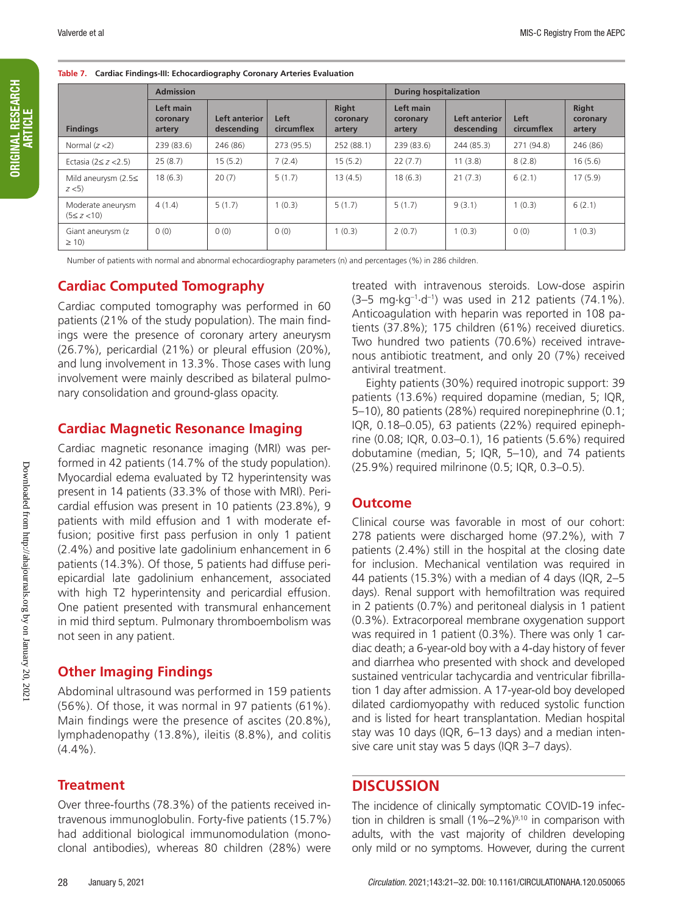**Table 7. Cardiac Findings-III: Echocardiography Coronary Arteries Evaluation**

| Findings | Admission | | | | During hospitalization | | | |
|---|---|---|---|---|---|---|---|---|
| | Left main coronary artery | Left anterior descending | Left circumflex | Right coronary artery | Left main coronary artery | Left anterior descending | Left circumflex | Right coronary artery |
| Normal ($z$ <2) | 239 (83.6) | 246 (86) | 273 (95.5) | 252 (88.1) | 239 (83.6) | 244 (85.3) | 271 (94.8) | 246 (86) |
| Ectasia (2≤ $z$ <2.5) | 25 (8.7) | 15 (5.2) | 7 (2.4) | 15 (5.2) | 22 (7.7) | 11 (3.8) | 8 (2.8) | 16 (5.6) |
| Mild aneurysm (2.5≤ $z$ <5) | 18 (6.3) | 20 (7) | 5 (1.7) | 13 (4.5) | 18 (6.3) | 21 (7.3) | 6 (2.1) | 17 (5.9) |
| Moderate aneurysm (5≤ $z$ <10) | 4 (1.4) | 5 (1.7) | 1 (0.3) | 5 (1.7) | 5 (1.7) | 9 (3.1) | 1 (0.3) | 6 (2.1) |
| Giant aneurysm ($z$ ≥ 10) | 0 (0) | 0 (0) | 0 (0) | 1 (0.3) | 2 (0.7) | 1 (0.3) | 0 (0) | 1 (0.3) |

Number of patients with normal and abnormal echocardiography parameters (n) and percentages (%) in 286 children.

## Cardiac Computed Tomography

Cardiac computed tomography was performed in 60 patients (21% of the study population). The main findings were the presence of coronary artery aneurysm (26.7%), pericardial (21%) or pleural effusion (20%), and lung involvement in 13.3%. Those cases with lung involvement were mainly described as bilateral pulmonary consolidation and ground-glass opacity.

## Cardiac Magnetic Resonance Imaging

Cardiac magnetic resonance imaging (MRI) was performed in 42 patients (14.7% of the study population). Myocardial edema evaluated by T2 hyperintensity was present in 14 patients (33.3% of those with MRI). Pericardial effusion was present in 10 patients (23.8%), 9 patients with mild effusion and 1 with moderate effusion; positive first pass perfusion in only 1 patient (2.4%) and positive late gadolinium enhancement in 6 patients (14.3%). Of those, 5 patients had diffuse peri-epicardial late gadolinium enhancement, associated with high T2 hyperintensity and pericardial effusion. One patient presented with transmural enhancement in mid third septum. Pulmonary thromboembolism was not seen in any patient.

## Other Imaging Findings

Abdominal ultrasound was performed in 159 patients (56%). Of those, it was normal in 97 patients (61%). Main findings were the presence of ascites (20.8%), lymphadenopathy (13.8%), ileitis (8.8%), and colitis (4.4%).

## Treatment

Over three-fourths (78.3%) of the patients received intravenous immunoglobulin. Forty-five patients (15.7%) had additional biological immunomodulation (monoclonal antibodies), whereas 80 children (28%) were treated with intravenous steroids. Low-dose aspirin (3–5 $mg \cdot kg^{-1} \cdot d^{-1}$) was used in 212 patients (74.1%). Anticoagulation with heparin was reported in 108 patients (37.8%); 175 children (61%) received diuretics. Two hundred two patients (70.6%) received intravenous antibiotic treatment, and only 20 (7%) received antiviral treatment.

Eighty patients (30%) required inotropic support: 39 patients (13.6%) required dopamine (median, 5; IQR, 5–10), 80 patients (28%) required norepinephrine (0.1; IQR, 0.18–0.05), 63 patients (22%) required epinephrine (0.08; IQR, 0.03–0.1), 16 patients (5.6%) required dobutamine (median, 5; IQR, 5–10), and 74 patients (25.9%) required milrinone (0.5; IQR, 0.3–0.5).

## Outcome

Clinical course was favorable in most of our cohort: 278 patients were discharged home (97.2%), with 7 patients (2.4%) still in the hospital at the closing date for inclusion. Mechanical ventilation was required in 44 patients (15.3%) with a median of 4 days (IQR, 2–5 days). Renal support with hemofiltration was required in 2 patients (0.7%) and peritoneal dialysis in 1 patient (0.3%). Extracorporeal membrane oxygenation support was required in 1 patient (0.3%). There was only 1 cardiac death; a 6-year-old boy with a 4-day history of fever and diarrhea who presented with shock and developed sustained ventricular tachycardia and ventricular fibrillation 1 day after admission. A 17-year-old boy developed dilated cardiomyopathy with reduced systolic function and is listed for heart transplantation. Median hospital stay was 10 days (IQR, 6–13 days) and a median intensive care unit stay was 5 days (IQR 3–7 days).

# DISCUSSION

The incidence of clinically symptomatic COVID-19 infection in children is small (1%–2%)[9,10] in comparison with adults, with the vast majority of children developing only mild or no symptoms. However, during the current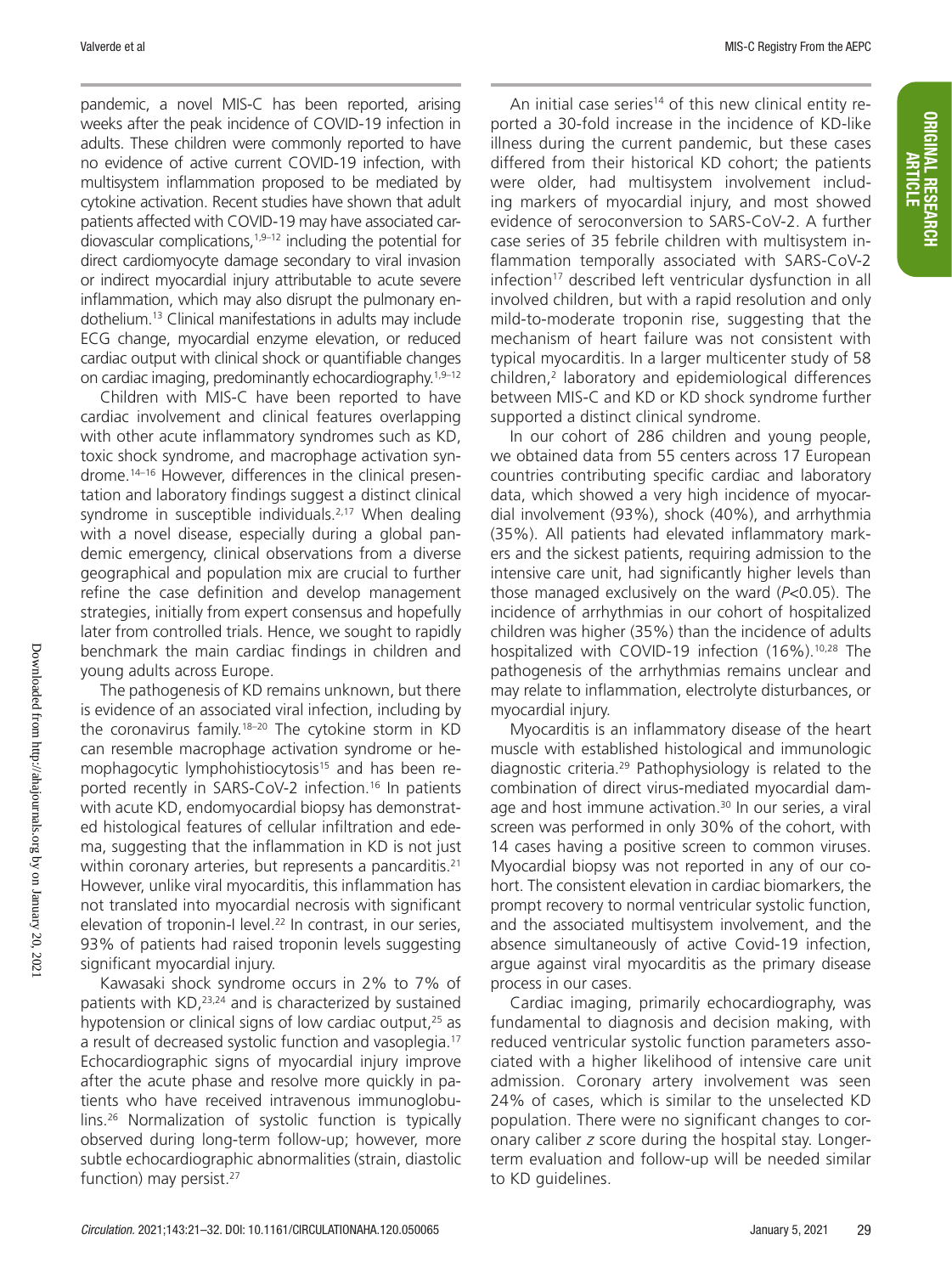pandemic, a novel MIS-C has been reported, arising weeks after the peak incidence of COVID-19 infection in adults. These children were commonly reported to have no evidence of active current COVID-19 infection, with multisystem inflammation proposed to be mediated by cytokine activation. Recent studies have shown that adult patients affected with COVID-19 may have associated cardiovascular complications,[1,9–12] including the potential for direct cardiomyocyte damage secondary to viral invasion or indirect myocardial injury attributable to acute severe inflammation, which may also disrupt the pulmonary endothelium.[13] Clinical manifestations in adults may include ECG change, myocardial enzyme elevation, or reduced cardiac output with clinical shock or quantifiable changes on cardiac imaging, predominantly echocardiography.[1,9–12]

Children with MIS-C have been reported to have cardiac involvement and clinical features overlapping with other acute inflammatory syndromes such as KD, toxic shock syndrome, and macrophage activation syndrome.[14–16] However, differences in the clinical presentation and laboratory findings suggest a distinct clinical syndrome in susceptible individuals.[2,17] When dealing with a novel disease, especially during a global pandemic emergency, clinical observations from a diverse geographical and population mix are crucial to further refine the case definition and develop management strategies, initially from expert consensus and hopefully later from controlled trials. Hence, we sought to rapidly benchmark the main cardiac findings in children and young adults across Europe.

The pathogenesis of KD remains unknown, but there is evidence of an associated viral infection, including by the coronavirus family.[18–20] The cytokine storm in KD can resemble macrophage activation syndrome or hemophagocytic lymphohistiocytosis[15] and has been reported recently in SARS-CoV-2 infection.[16] In patients with acute KD, endomyocardial biopsy has demonstrated histological features of cellular infiltration and edema, suggesting that the inflammation in KD is not just within coronary arteries, but represents a pancarditis.[21] However, unlike viral myocarditis, this inflammation has not translated into myocardial necrosis with significant elevation of troponin-I level.[22] In contrast, in our series, 93% of patients had raised troponin levels suggesting significant myocardial injury.

Kawasaki shock syndrome occurs in 2% to 7% of patients with KD,[23,24] and is characterized by sustained hypotension or clinical signs of low cardiac output,[25] as a result of decreased systolic function and vasoplegia.[17] Echocardiographic signs of myocardial injury improve after the acute phase and resolve more quickly in patients who have received intravenous immunoglobulins.[26] Normalization of systolic function is typically observed during long-term follow-up; however, more subtle echocardiographic abnormalities (strain, diastolic function) may persist.[27]

An initial case series[14] of this new clinical entity reported a 30-fold increase in the incidence of KD-like illness during the current pandemic, but these cases differed from their historical KD cohort; the patients were older, had multisystem involvement including markers of myocardial injury, and most showed evidence of seroconversion to SARS-CoV-2. A further case series of 35 febrile children with multisystem inflammation temporally associated with SARS-CoV-2 infection[17] described left ventricular dysfunction in all involved children, but with a rapid resolution and only mild-to-moderate troponin rise, suggesting that the mechanism of heart failure was not consistent with typical myocarditis. In a larger multicenter study of 58 children,[2] laboratory and epidemiological differences between MIS-C and KD or KD shock syndrome further supported a distinct clinical syndrome.

In our cohort of 286 children and young people, we obtained data from 55 centers across 17 European countries contributing specific cardiac and laboratory data, which showed a very high incidence of myocardial involvement (93%), shock (40%), and arrhythmia (35%). All patients had elevated inflammatory markers and the sickest patients, requiring admission to the intensive care unit, had significantly higher levels than those managed exclusively on the ward ($P$<0.05). The incidence of arrhythmias in our cohort of hospitalized children was higher (35%) than the incidence of adults hospitalized with COVID-19 infection (16%).[10,28] The pathogenesis of the arrhythmias remains unclear and may relate to inflammation, electrolyte disturbances, or myocardial injury.

Myocarditis is an inflammatory disease of the heart muscle with established histological and immunologic diagnostic criteria.[29] Pathophysiology is related to the combination of direct virus-mediated myocardial damage and host immune activation.[30] In our series, a viral screen was performed in only 30% of the cohort, with 14 cases having a positive screen to common viruses. Myocardial biopsy was not reported in any of our cohort. The consistent elevation in cardiac biomarkers, the prompt recovery to normal ventricular systolic function, and the associated multisystem involvement, and the absence simultaneously of active Covid-19 infection, argue against viral myocarditis as the primary disease process in our cases.

Cardiac imaging, primarily echocardiography, was fundamental to diagnosis and decision making, with reduced ventricular systolic function parameters associated with a higher likelihood of intensive care unit admission. Coronary artery involvement was seen 24% of cases, which is similar to the unselected KD population. There were no significant changes to coronary caliber $z$ score during the hospital stay. Longer-term evaluation and follow-up will be needed similar to KD guidelines.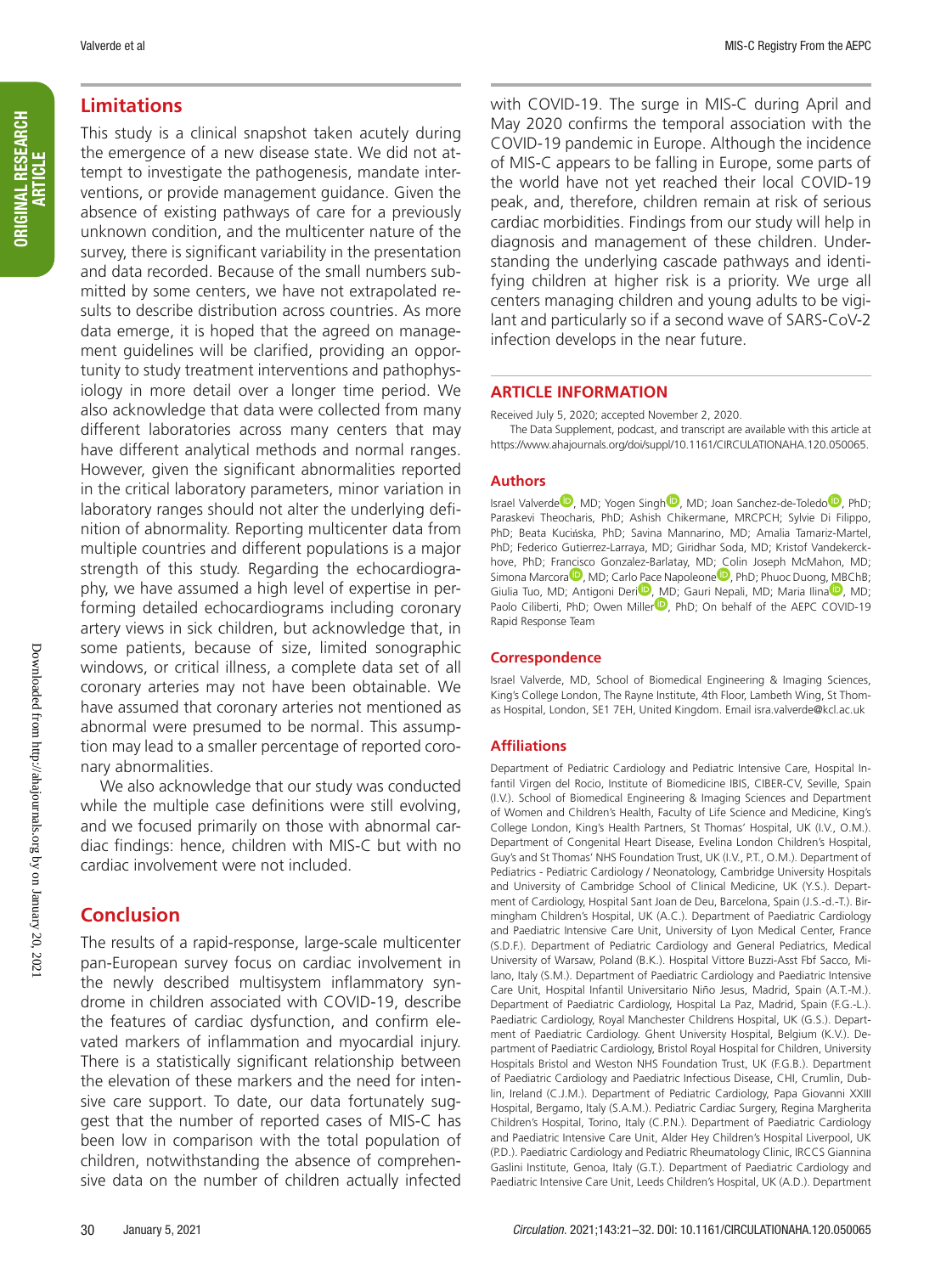## Limitations

This study is a clinical snapshot taken acutely during the emergence of a new disease state. We did not attempt to investigate the pathogenesis, mandate interventions, or provide management guidance. Given the absence of existing pathways of care for a previously unknown condition, and the multicenter nature of the survey, there is significant variability in the presentation and data recorded. Because of the small numbers submitted by some centers, we have not extrapolated results to describe distribution across countries. As more data emerge, it is hoped that the agreed on management guidelines will be clarified, providing an opportunity to study treatment interventions and pathophysiology in more detail over a longer time period. We also acknowledge that data were collected from many different laboratories across many centers that may have different analytical methods and normal ranges. However, given the significant abnormalities reported in the critical laboratory parameters, minor variation in laboratory ranges should not alter the underlying definition of abnormality. Reporting multicenter data from multiple countries and different populations is a major strength of this study. Regarding the echocardiography, we have assumed a high level of expertise in performing detailed echocardiograms including coronary artery views in sick children, but acknowledge that, in some patients, because of size, limited sonographic windows, or critical illness, a complete data set of all coronary arteries may not have been obtainable. We have assumed that coronary arteries not mentioned as abnormal were presumed to be normal. This assumption may lead to a smaller percentage of reported coronary abnormalities.

We also acknowledge that our study was conducted while the multiple case definitions were still evolving, and we focused primarily on those with abnormal cardiac findings: hence, children with MIS-C but with no cardiac involvement were not included.

## Conclusion

The results of a rapid-response, large-scale multicenter pan-European survey focus on cardiac involvement in the newly described multisystem inflammatory syndrome in children associated with COVID-19, describe the features of cardiac dysfunction, and confirm elevated markers of inflammation and myocardial injury. There is a statistically significant relationship between the elevation of these markers and the need for intensive care support. To date, our data fortunately suggest that the number of reported cases of MIS-C has been low in comparison with the total population of children, notwithstanding the absence of comprehensive data on the number of children actually infected with COVID-19. The surge in MIS-C during April and May 2020 confirms the temporal association with the COVID-19 pandemic in Europe. Although the incidence of MIS-C appears to be falling in Europe, some parts of the world have not yet reached their local COVID-19 peak, and, therefore, children remain at risk of serious cardiac morbidities. Findings from our study will help in diagnosis and management of these children. Understanding the underlying cascade pathways and identifying children at higher risk is a priority. We urge all centers managing children and young adults to be vigilant and particularly so if a second wave of SARS-CoV-2 infection develops in the near future.

## ARTICLE INFORMATION

Received July 5, 2020; accepted November 2, 2020.

The Data Supplement, podcast, and transcript are available with this article at https://www.ahajournals.org/doi/suppl/10.1161/CIRCULATIONAHA.120.050065.

### Authors

Israel Valverde, MD; Yogen Singh, MD; Joan Sanchez-de-Toledo, PhD; Paraskevi Theocharis, PhD; Ashish Chikermane, MRCPCH; Sylvie Di Filippo, PhD; Beata Kucińska, PhD; Savina Mannarino, MD; Amalia Tamariz-Martel, PhD; Federico Gutierrez-Larraya, MD; Giridhar Soda, MD; Kristof Vandekerckhove, PhD; Francisco Gonzalez-Barlatay, MD; Colin Joseph McMahon, MD; Simona Marcora, MD; Carlo Pace Napoleone, PhD; Phuoc Duong, MBChB; Giulia Tuo, MD; Antigoni Deri, MD; Gauri Nepali, MD; Maria Ilina, MD; Paolo Ciliberti, PhD; Owen Miller, PhD; On behalf of the AEPC COVID-19 Rapid Response Team

### Correspondence

Israel Valverde, MD, School of Biomedical Engineering & Imaging Sciences, King's College London, The Rayne Institute, 4th Floor, Lambeth Wing, St Thomas Hospital, London, SE1 7EH, United Kingdom. Email isra.valverde@kcl.ac.uk

### Affiliations

Department of Pediatric Cardiology and Pediatric Intensive Care, Hospital Infantil Virgen del Rocio, Institute of Biomedicine IBIS, CIBER-CV, Seville, Spain (I.V.). School of Biomedical Engineering & Imaging Sciences and Department of Women and Children's Health, Faculty of Life Science and Medicine, King's College London, King's Health Partners, St Thomas' Hospital, UK (I.V., O.M.). Department of Congenital Heart Disease, Evelina London Children's Hospital, Guy's and St Thomas' NHS Foundation Trust, UK (I.V., P.T., O.M.). Department of Pediatrics - Pediatric Cardiology / Neonatology, Cambridge University Hospitals and University of Cambridge School of Clinical Medicine, UK (Y.S.). Department of Cardiology, Hospital Sant Joan de Deu, Barcelona, Spain (J.S.-d.-T.). Birmingham Children's Hospital, UK (A.C.). Department of Paediatric Cardiology and Paediatric Intensive Care Unit, University of Lyon Medical Center, France (S.D.F.). Department of Pediatric Cardiology and General Pediatrics, Medical University of Warsaw, Poland (B.K.). Hospital Vittore Buzzi-Asst Fbf Sacco, Milano, Italy (S.M.). Department of Paediatric Cardiology and Paediatric Intensive Care Unit, Hospital Infantil Universitario Niño Jesus, Madrid, Spain (A.T.-M.). Department of Paediatric Cardiology, Hospital La Paz, Madrid, Spain (F.G.-L.). Paediatric Cardiology, Royal Manchester Childrens Hospital, UK (G.S.). Department of Paediatric Cardiology. Ghent University Hospital, Belgium (K.V.). Department of Paediatric Cardiology, Bristol Royal Hospital for Children, University Hospitals Bristol and Weston NHS Foundation Trust, UK (F.G.B.). Department of Paediatric Cardiology and Paediatric Infectious Disease, CHI, Crumlin, Dublin, Ireland (C.J.M.). Department of Pediatric Cardiology, Papa Giovanni XXIII Hospital, Bergamo, Italy (S.A.M.). Pediatric Cardiac Surgery, Regina Margherita Children's Hospital, Torino, Italy (C.P.N.). Department of Paediatric Cardiology and Paediatric Intensive Care Unit, Alder Hey Children's Hospital Liverpool, UK (P.D.). Paediatric Cardiology and Pediatric Rheumatology Clinic, IRCCS Giannina Gaslini Institute, Genoa, Italy (G.T.). Department of Paediatric Cardiology and Paediatric Intensive Care Unit, Leeds Children's Hospital, UK (A.D.). Department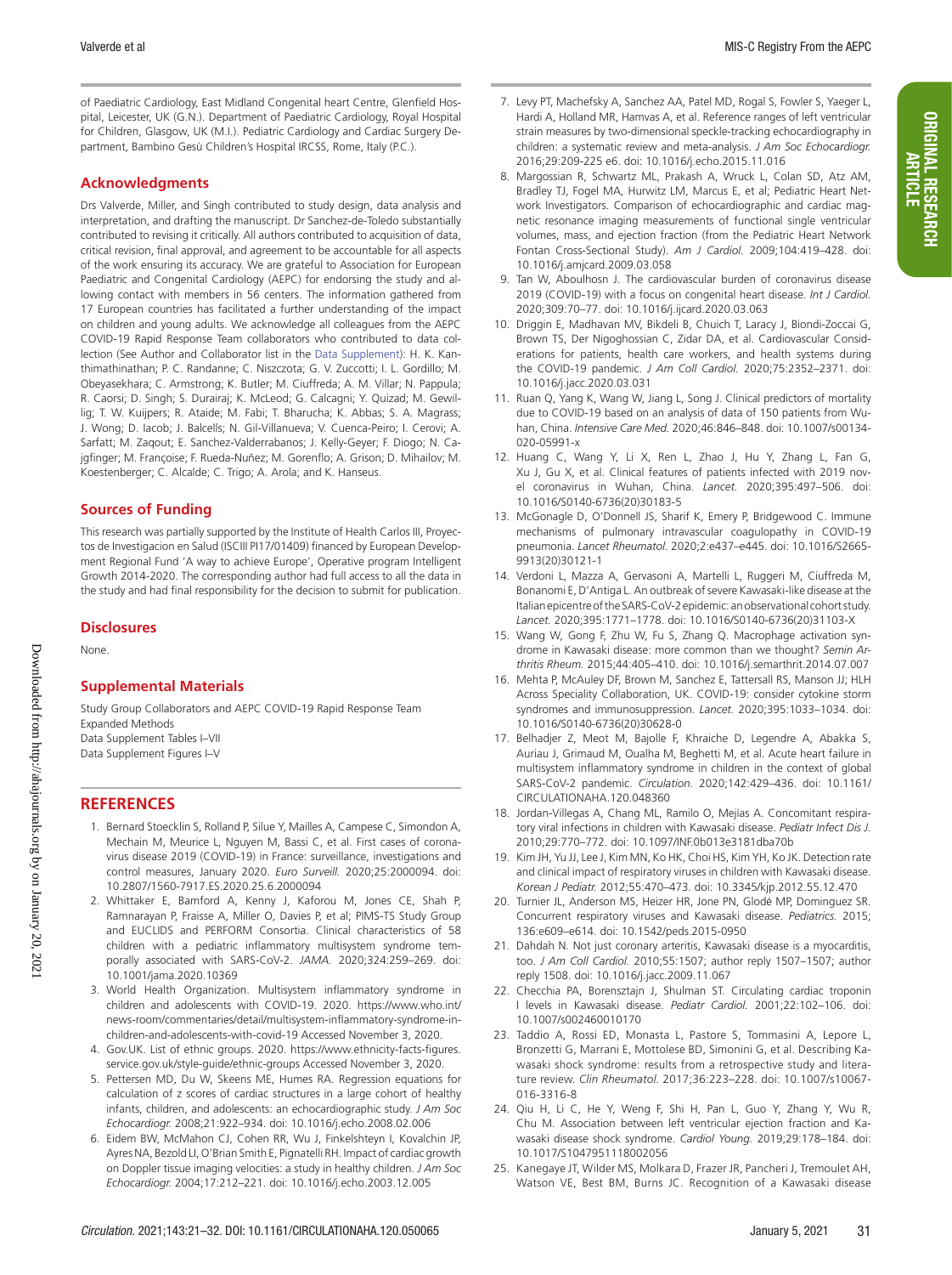of Paediatric Cardiology, East Midland Congenital heart Centre, Glenfield Hospital, Leicester, UK (G.N.). Department of Paediatric Cardiology, Royal Hospital for Children, Glasgow, UK (M.I.). Pediatric Cardiology and Cardiac Surgery Department, Bambino Gesù Children's Hospital IRCSS, Rome, Italy (P.C.).

## Acknowledgments

Drs Valverde, Miller, and Singh contributed to study design, data analysis and interpretation, and drafting the manuscript. Dr Sanchez-de-Toledo substantially contributed to revising it critically. All authors contributed to acquisition of data, critical revision, final approval, and agreement to be accountable for all aspects of the work ensuring its accuracy. We are grateful to Association for European Paediatric and Congenital Cardiology (AEPC) for endorsing the study and allowing contact with members in 56 centers. The information gathered from 17 European countries has facilitated a further understanding of the impact on children and young adults. We acknowledge all colleagues from the AEPC COVID-19 Rapid Response Team collaborators who contributed to data collection (See Author and Collaborator list in the Data Supplement): H. K. Kanthimathinathan; P. C. Randanne; C. Niszczota; G. V. Zuccotti; I. L. Gordillo; M. Obeyasekhara; C. Armstrong; K. Butler; M. Ciuffreda; A. M. Villar; N. Pappula; R. Caorsi; D. Singh; S. Durairaj; K. McLeod; G. Calcagni; Y. Quizad; M. Gewillig; T. W. Kuijpers; R. Ataide; M. Fabi; T. Bharucha; K. Abbas; S. A. Magrass; J. Wong; D. Iacob; J. Balcells; N. Gil-Villanueva; V. Cuenca-Peiro; I. Cerovi; A. Sarfatt; M. Zaqout; E. Sanchez-Valderrabanos; J. Kelly-Geyer; F. Diogo; N. Cajgfinger; M. Françoise; F. Rueda-Nuñez; M. Gorenflo; A. Grison; D. Mihailov; M. Koestenberger; C. Alcalde; C. Trigo; A. Arola; and K. Hanseus.

## Sources of Funding

This research was partially supported by the Institute of Health Carlos III, Proyectos de Investigacion en Salud (ISCIII PI17/01409) financed by European Development Regional Fund 'A way to achieve Europe', Operative program Intelligent Growth 2014-2020. The corresponding author had full access to all the data in the study and had final responsibility for the decision to submit for publication.

## Disclosures

None.

## Supplemental Materials

Study Group Collaborators and AEPC COVID-19 Rapid Response Team
Expanded Methods
Data Supplement Tables I–VII
Data Supplement Figures I–V

## REFERENCES

1. Bernard Stoecklin S, Rolland P, Silue Y, Mailles A, Campese C, Simondon A, Mechain M, Meurice L, Nguyen M, Bassi C, et al. First cases of coronavirus disease 2019 (COVID-19) in France: surveillance, investigations and control measures, January 2020. *Euro Surveill.* 2020;25:2000094. doi: 10.2807/1560-7917.ES.2020.25.6.2000094
2. Whittaker E, Bamford A, Kenny J, Kaforou M, Jones CE, Shah P, Ramnarayan P, Fraisse A, Miller O, Davies P, et al; PIMS-TS Study Group and EUCLIDS and PERFORM Consortia. Clinical characteristics of 58 children with a pediatric inflammatory multisystem syndrome temporally associated with SARS-CoV-2. *JAMA.* 2020;324:259–269. doi: 10.1001/jama.2020.10369
3. World Health Organization. Multisystem inflammatory syndrome in children and adolescents with COVID-19. 2020. https://www.who.int/news-room/commentaries/detail/multisystem-inflammatory-syndrome-in-children-and-adolescents-with-covid-19 Accessed November 3, 2020.
4. Gov.UK. List of ethnic groups. 2020. https://www.ethnicity-facts-figures.service.gov.uk/style-guide/ethnic-groups Accessed November 3, 2020.
5. Pettersen MD, Du W, Skeens ME, Humes RA. Regression equations for calculation of z scores of cardiac structures in a large cohort of healthy infants, children, and adolescents: an echocardiographic study. *J Am Soc Echocardiogr.* 2008;21:922–934. doi: 10.1016/j.echo.2008.02.006
6. Eidem BW, McMahon CJ, Cohen RR, Wu J, Finkelshteyn I, Kovalchin JP, Ayres NA, Bezold LI, O'Brian Smith E, Pignatelli RH. Impact of cardiac growth on Doppler tissue imaging velocities: a study in healthy children. *J Am Soc Echocardiogr.* 2004;17:212–221. doi: 10.1016/j.echo.2003.12.005
7. Levy PT, Machefsky A, Sanchez AA, Patel MD, Rogal S, Fowler S, Yaeger L, Hardi A, Holland MR, Hamvas A, et al. Reference ranges of left ventricular strain measures by two-dimensional speckle-tracking echocardiography in children: a systematic review and meta-analysis. *J Am Soc Echocardiogr.* 2016;29:209-225 e6. doi: 10.1016/j.echo.2015.11.016
8. Margossian R, Schwartz ML, Prakash A, Wruck L, Colan SD, Atz AM, Bradley TJ, Fogel MA, Hurwitz LM, Marcus E, et al; Pediatric Heart Network Investigators. Comparison of echocardiographic and cardiac magnetic resonance imaging measurements of functional single ventricular volumes, mass, and ejection fraction (from the Pediatric Heart Network Fontan Cross-Sectional Study). *Am J Cardiol.* 2009;104:419–428. doi: 10.1016/j.amjcard.2009.03.058
9. Tan W, Aboulhosn J. The cardiovascular burden of coronavirus disease 2019 (COVID-19) with a focus on congenital heart disease. *Int J Cardiol.* 2020;309:70–77. doi: 10.1016/j.ijcard.2020.03.063
10. Driggin E, Madhavan MV, Bikdeli B, Chuich T, Laracy J, Biondi-Zoccai G, Brown TS, Der Nigoghossian C, Zidar DA, et al. Cardiovascular Considerations for patients, health care workers, and health systems during the COVID-19 pandemic. *J Am Coll Cardiol.* 2020;75:2352–2371. doi: 10.1016/j.jacc.2020.03.031
11. Ruan Q, Yang K, Wang W, Jiang L, Song J. Clinical predictors of mortality due to COVID-19 based on an analysis of data of 150 patients from Wuhan, China. *Intensive Care Med.* 2020;46:846–848. doi: 10.1007/s00134-020-05991-x
12. Huang C, Wang Y, Li X, Ren L, Zhao J, Hu Y, Zhang L, Fan G, Xu J, Gu X, et al. Clinical features of patients infected with 2019 novel coronavirus in Wuhan, China. *Lancet.* 2020;395:497–506. doi: 10.1016/S0140-6736(20)30183-5
13. McGonagle D, O'Donnell JS, Sharif K, Emery P, Bridgewood C. Immune mechanisms of pulmonary intravascular coagulopathy in COVID-19 pneumonia. *Lancet Rheumatol.* 2020;2:e437–e445. doi: 10.1016/S2665-9913(20)30121-1
14. Verdoni L, Mazza A, Gervasoni A, Martelli L, Ruggeri M, Ciuffreda M, Bonanomi E, D'Antiga L. An outbreak of severe Kawasaki-like disease at the Italian epicentre of the SARS-CoV-2 epidemic: an observational cohort study. *Lancet.* 2020;395:1771–1778. doi: 10.1016/S0140-6736(20)31103-X
15. Wang W, Gong F, Zhu W, Fu S, Zhang Q. Macrophage activation syndrome in Kawasaki disease: more common than we thought? *Semin Arthritis Rheum.* 2015;44:405–410. doi: 10.1016/j.semarthrit.2014.07.007
16. Mehta P, McAuley DF, Brown M, Sanchez E, Tattersall RS, Manson JJ; HLH Across Speciality Collaboration, UK. COVID-19: consider cytokine storm syndromes and immunosuppression. *Lancet.* 2020;395:1033–1034. doi: 10.1016/S0140-6736(20)30628-0
17. Belhadjer Z, Meot M, Bajolle F, Khraiche D, Legendre A, Abakka S, Auriau J, Grimaud M, Oualha M, Beghetti M, et al. Acute heart failure in multisystem inflammatory syndrome in children in the context of global SARS-CoV-2 pandemic. *Circulation.* 2020;142:429–436. doi: 10.1161/CIRCULATIONAHA.120.048360
18. Jordan-Villegas A, Chang ML, Ramilo O, Mejías A. Concomitant respiratory viral infections in children with Kawasaki disease. *Pediatr Infect Dis J.* 2010;29:770–772. doi: 10.1097/INF.0b013e3181dba70b
19. Kim JH, Yu JJ, Lee J, Kim MN, Ko HK, Choi HS, Kim YH, Ko JK. Detection rate and clinical impact of respiratory viruses in children with Kawasaki disease. *Korean J Pediatr.* 2012;55:470–473. doi: 10.3345/kjp.2012.55.12.470
20. Turnier JL, Anderson MS, Heizer HR, Jone PN, Glodé MP, Dominguez SR. Concurrent respiratory viruses and Kawasaki disease. *Pediatrics.* 2015; 136:e609–e614. doi: 10.1542/peds.2015-0950
21. Dahdah N. Not just coronary arteritis, Kawasaki disease is a myocarditis, too. *J Am Coll Cardiol.* 2010;55:1507; author reply 1507–1507; author reply 1508. doi: 10.1016/j.jacc.2009.11.067
22. Checchia PA, Borensztajn J, Shulman ST. Circulating cardiac troponin I levels in Kawasaki disease. *Pediatr Cardiol.* 2001;22:102–106. doi: 10.1007/s002460010170
23. Taddio A, Rossi ED, Monasta L, Pastore S, Tommasini A, Lepore L, Bronzetti G, Marrani E, Mottolese BD, Simonini G, et al. Describing Kawasaki shock syndrome: results from a retrospective study and literature review. *Clin Rheumatol.* 2017;36:223–228. doi: 10.1007/s10067-016-3316-8
24. Qiu H, Li C, He Y, Weng F, Shi H, Pan L, Guo Y, Zhang Y, Wu R, Chu M. Association between left ventricular ejection fraction and Kawasaki disease shock syndrome. *Cardiol Young.* 2019;29:178–184. doi: 10.1017/S1047951118002056
25. Kanegaye JT, Wilder MS, Molkara D, Frazer JR, Pancheri J, Tremoulet AH, Watson VE, Best BM, Burns JC. Recognition of a Kawasaki disease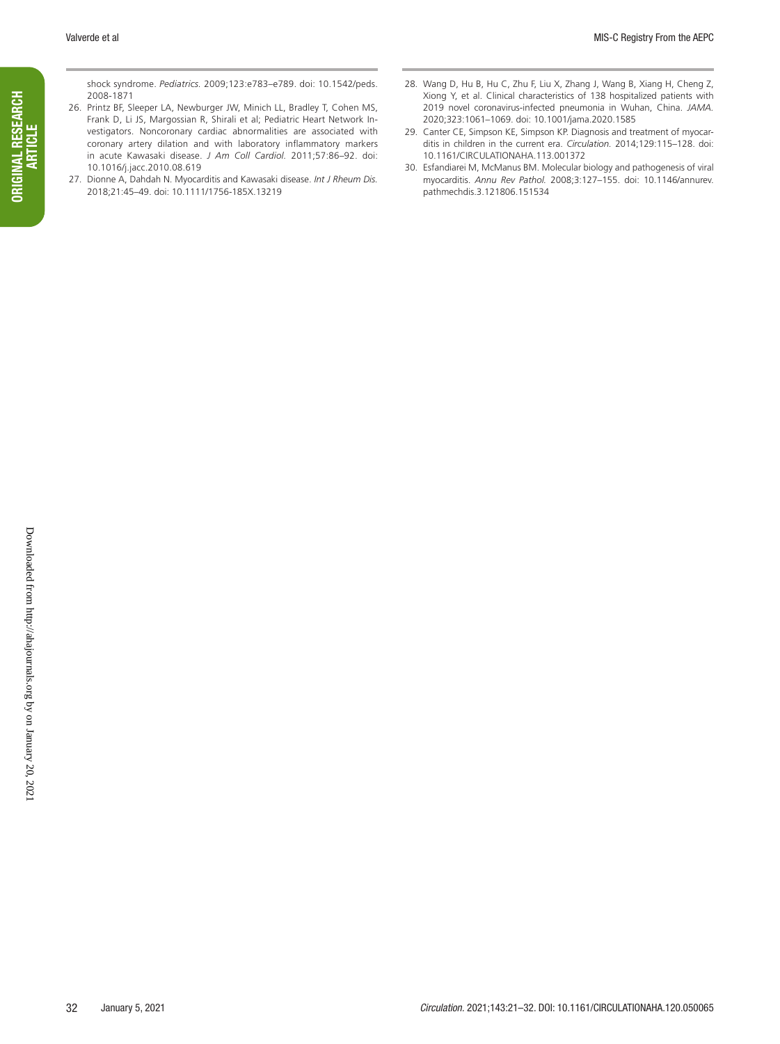shock syndrome. *Pediatrics.* 2009;123:e783–e789. doi: 10.1542/peds.2008-1871

26. Printz BF, Sleeper LA, Newburger JW, Minich LL, Bradley T, Cohen MS, Frank D, Li JS, Margossian R, Shirali et al; Pediatric Heart Network Investigators. Noncoronary cardiac abnormalities are associated with coronary artery dilation and with laboratory inflammatory markers in acute Kawasaki disease. *J Am Coll Cardiol.* 2011;57:86–92. doi: 10.1016/j.jacc.2010.08.619
27. Dionne A, Dahdah N. Myocarditis and Kawasaki disease. *Int J Rheum Dis.* 2018;21:45–49. doi: 10.1111/1756-185X.13219
28. Wang D, Hu B, Hu C, Zhu F, Liu X, Zhang J, Wang B, Xiang H, Cheng Z, Xiong Y, et al. Clinical characteristics of 138 hospitalized patients with 2019 novel coronavirus-infected pneumonia in Wuhan, China. *JAMA.* 2020;323:1061–1069. doi: 10.1001/jama.2020.1585
29. Canter CE, Simpson KE, Simpson KP. Diagnosis and treatment of myocarditis in children in the current era. *Circulation.* 2014;129:115–128. doi: 10.1161/CIRCULATIONAHA.113.001372
30. Esfandiarei M, McManus BM. Molecular biology and pathogenesis of viral myocarditis. *Annu Rev Pathol.* 2008;3:127–155. doi: 10.1146/annurev.pathmechdis.3.121806.151534